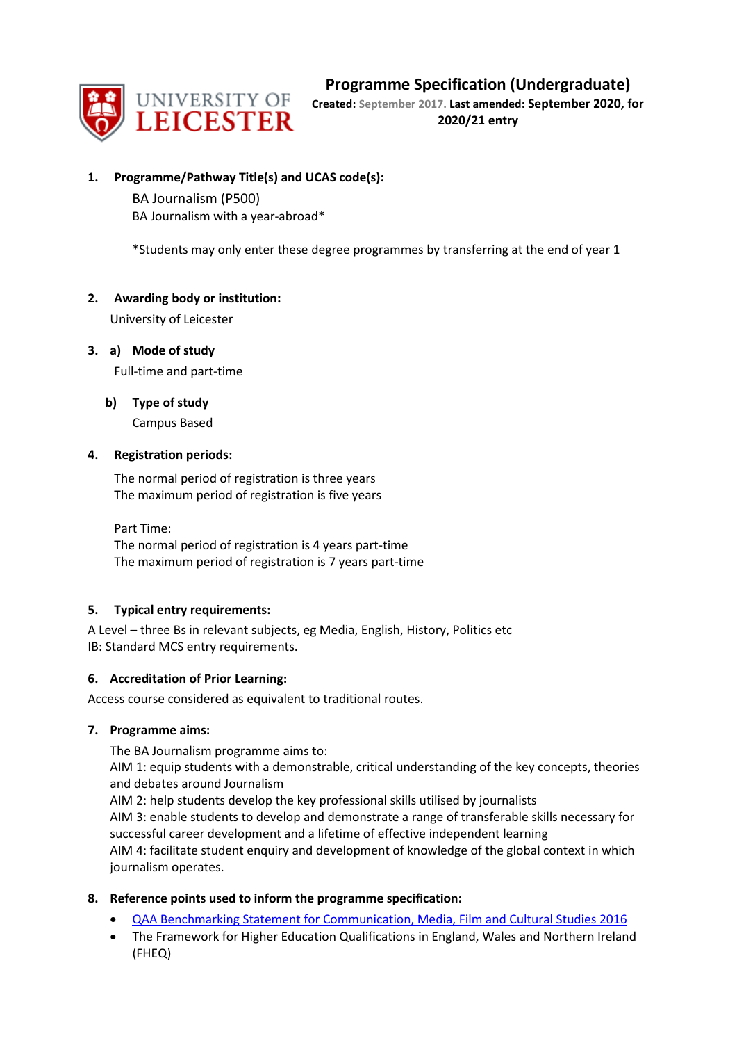# Programme Specification (Undergraduate)

**Created:** September 2017. **Last amended: September 2020, for 2020/21 entry**

**1. Programme/Pathway Title(s) and UCAS code(s):**

BA Journalism (P500)
BA Journalism with a year-abroad*

*Students may only enter these degree programmes by transferring at the end of year 1

**2. Awarding body or institution:**

University of Leicester

**3. a) Mode of study**

Full-time and part-time

**b) Type of study**

Campus Based

**4. Registration periods:**

The normal period of registration is three years
The maximum period of registration is five years

Part Time:
The normal period of registration is 4 years part-time
The maximum period of registration is 7 years part-time

**5. Typical entry requirements:**

A Level – three Bs in relevant subjects, eg Media, English, History, Politics etc
IB: Standard MCS entry requirements.

**6. Accreditation of Prior Learning:**

Access course considered as equivalent to traditional routes.

**7. Programme aims:**

The BA Journalism programme aims to:
AIM 1: equip students with a demonstrable, critical understanding of the key concepts, theories and debates around Journalism
AIM 2: help students develop the key professional skills utilised by journalists
AIM 3: enable students to develop and demonstrate a range of transferable skills necessary for successful career development and a lifetime of effective independent learning
AIM 4: facilitate student enquiry and development of knowledge of the global context in which journalism operates.

**8. Reference points used to inform the programme specification:**

- QAA Benchmarking Statement for Communication, Media, Film and Cultural Studies 2016
- The Framework for Higher Education Qualifications in England, Wales and Northern Ireland (FHEQ)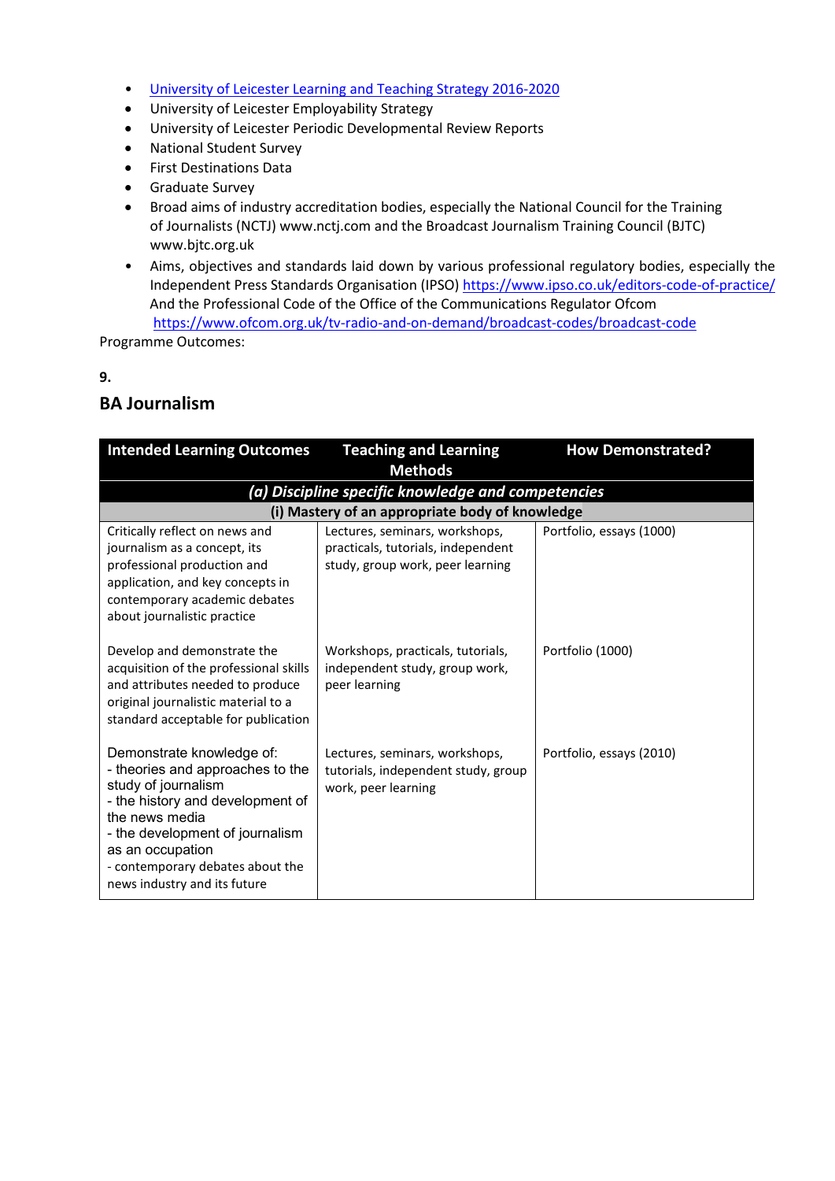- [University of Leicester Learning and Teaching Strategy 2016-2020](#)
- University of Leicester Employability Strategy
- University of Leicester Periodic Developmental Review Reports
- National Student Survey
- First Destinations Data
- Graduate Survey
- Broad aims of industry accreditation bodies, especially the National Council for the Training of Journalists (NCTJ) www.nctj.com and the Broadcast Journalism Training Council (BJTC) www.bjtc.org.uk
- Aims, objectives and standards laid down by various professional regulatory bodies, especially the Independent Press Standards Organisation (IPSO) https://www.ipso.co.uk/editors-code-of-practice/ And the Professional Code of the Office of the Communications Regulator Ofcom https://www.ofcom.org.uk/tv-radio-and-on-demand/broadcast-codes/broadcast-code

Programme Outcomes:

**9.**

## BA Journalism

| Intended Learning Outcomes | Teaching and Learning Methods | How Demonstrated? |
|---|---|---|
| ***(a) Discipline specific knowledge and competencies*** | | |
| **(i) Mastery of an appropriate body of knowledge** | | |
| Critically reflect on news and journalism as a concept, its professional production and application, and key concepts in contemporary academic debates about journalistic practice | Lectures, seminars, workshops, practicals, tutorials, independent study, group work, peer learning | Portfolio, essays (1000) |
| Develop and demonstrate the acquisition of the professional skills and attributes needed to produce original journalistic material to a standard acceptable for publication | Workshops, practicals, tutorials, independent study, group work, peer learning | Portfolio (1000) |
| Demonstrate knowledge of:<br>- theories and approaches to the study of journalism<br>- the history and development of the news media<br>- the development of journalism as an occupation<br>- contemporary debates about the news industry and its future | Lectures, seminars, workshops, tutorials, independent study, group work, peer learning | Portfolio, essays (2010) |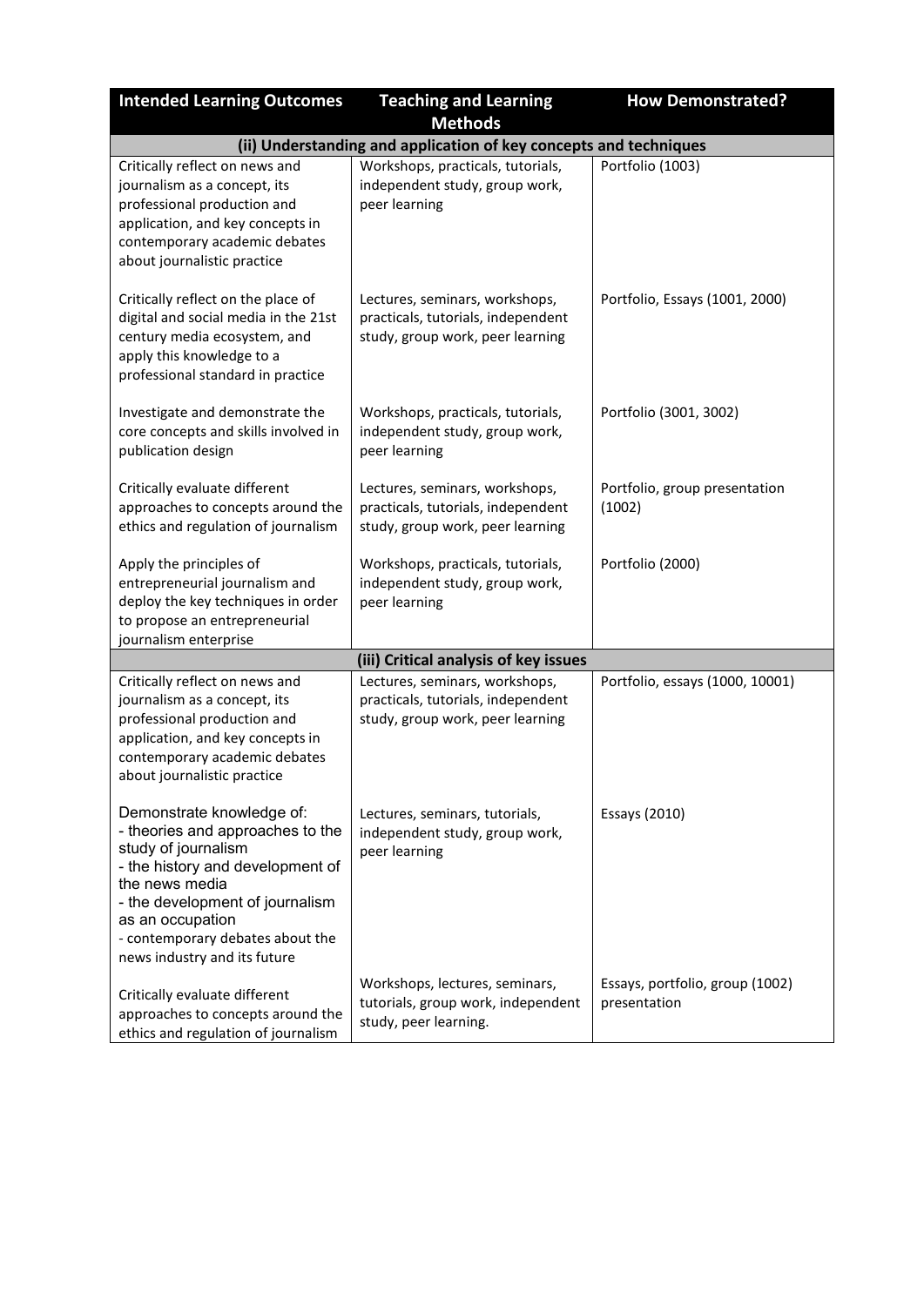| Intended Learning Outcomes | Teaching and Learning Methods | How Demonstrated? |
|---|---|---|
| **(ii) Understanding and application of key concepts and techniques** | | |
| Critically reflect on news and journalism as a concept, its professional production and application, and key concepts in contemporary academic debates about journalistic practice | Workshops, practicals, tutorials, independent study, group work, peer learning | Portfolio (1003) |
| Critically reflect on the place of digital and social media in the 21st century media ecosystem, and apply this knowledge to a professional standard in practice | Lectures, seminars, workshops, practicals, tutorials, independent study, group work, peer learning | Portfolio, Essays (1001, 2000) |
| Investigate and demonstrate the core concepts and skills involved in publication design | Workshops, practicals, tutorials, independent study, group work, peer learning | Portfolio (3001, 3002) |
| Critically evaluate different approaches to concepts around the ethics and regulation of journalism | Lectures, seminars, workshops, practicals, tutorials, independent study, group work, peer learning | Portfolio, group presentation (1002) |
| Apply the principles of entrepreneurial journalism and deploy the key techniques in order to propose an entrepreneurial journalism enterprise | Workshops, practicals, tutorials, independent study, group work, peer learning | Portfolio (2000) |
| **(iii) Critical analysis of key issues** | | |
| Critically reflect on news and journalism as a concept, its professional production and application, and key concepts in contemporary academic debates about journalistic practice | Lectures, seminars, workshops, practicals, tutorials, independent study, group work, peer learning | Portfolio, essays (1000, 10001) |
| Demonstrate knowledge of:<br>- theories and approaches to the study of journalism<br>- the history and development of the news media<br>- the development of journalism as an occupation<br>- contemporary debates about the news industry and its future | Lectures, seminars, tutorials, independent study, group work, peer learning | Essays (2010) |
| Critically evaluate different approaches to concepts around the ethics and regulation of journalism | Workshops, lectures, seminars, tutorials, group work, independent study, peer learning. | Essays, portfolio, group (1002) presentation |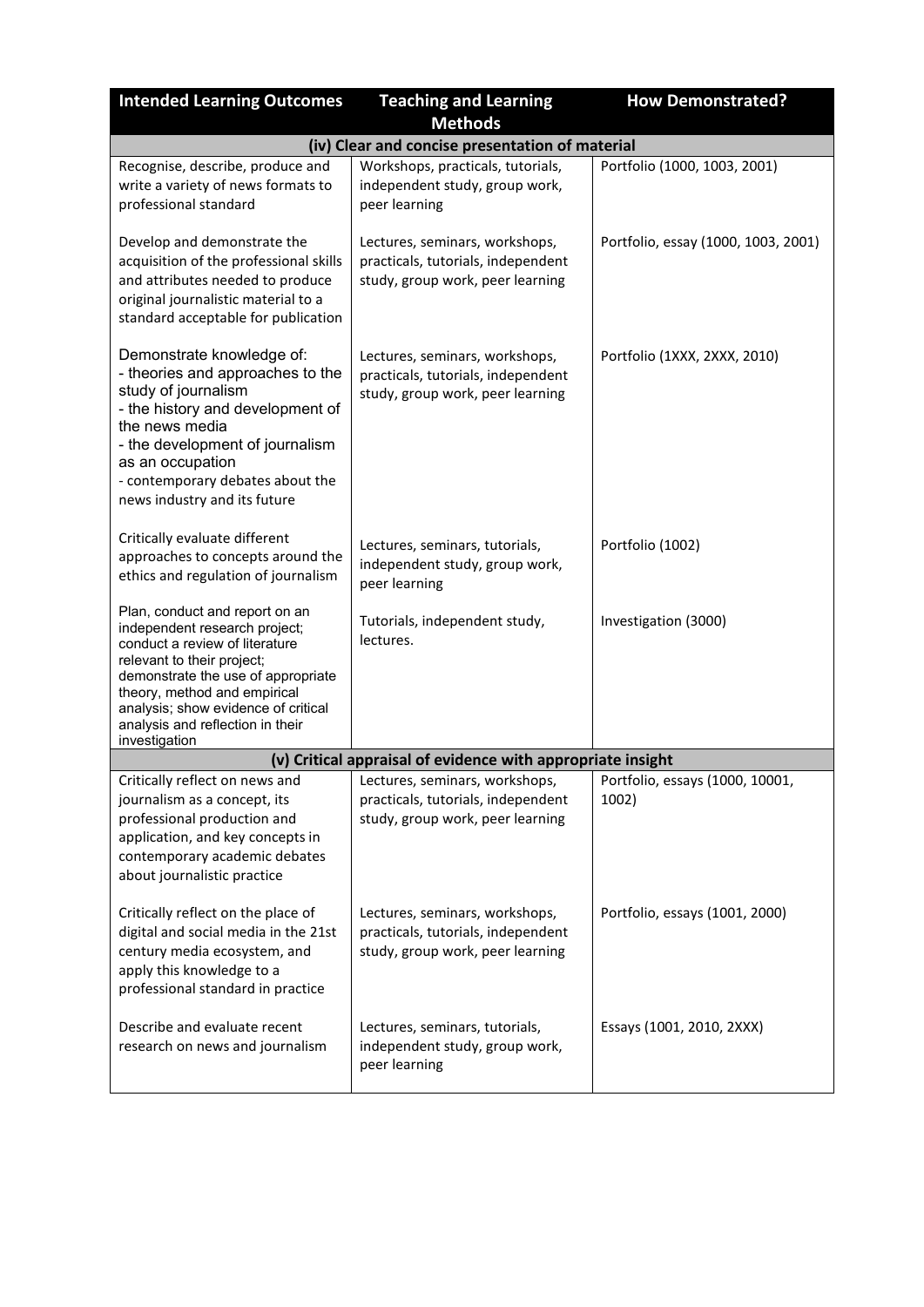| Intended Learning Outcomes | Teaching and Learning Methods | How Demonstrated? |
|---|---|---|
| **(iv) Clear and concise presentation of material** | | |
| Recognise, describe, produce and write a variety of news formats to professional standard | Workshops, practicals, tutorials, independent study, group work, peer learning | Portfolio (1000, 1003, 2001) |
| Develop and demonstrate the acquisition of the professional skills and attributes needed to produce original journalistic material to a standard acceptable for publication | Lectures, seminars, workshops, practicals, tutorials, independent study, group work, peer learning | Portfolio, essay (1000, 1003, 2001) |
| Demonstrate knowledge of:<br>- theories and approaches to the study of journalism<br>- the history and development of the news media<br>- the development of journalism as an occupation<br>- contemporary debates about the news industry and its future | Lectures, seminars, workshops, practicals, tutorials, independent study, group work, peer learning | Portfolio (1XXX, 2XXX, 2010) |
| Critically evaluate different approaches to concepts around the ethics and regulation of journalism | Lectures, seminars, tutorials, independent study, group work, peer learning | Portfolio (1002) |
| Plan, conduct and report on an independent research project; conduct a review of literature relevant to their project; demonstrate the use of appropriate theory, method and empirical analysis; show evidence of critical analysis and reflection in their investigation | Tutorials, independent study, lectures. | Investigation (3000) |
| **(v) Critical appraisal of evidence with appropriate insight** | | |
| Critically reflect on news and journalism as a concept, its professional production and application, and key concepts in contemporary academic debates about journalistic practice | Lectures, seminars, workshops, practicals, tutorials, independent study, group work, peer learning | Portfolio, essays (1000, 10001, 1002) |
| Critically reflect on the place of digital and social media in the 21st century media ecosystem, and apply this knowledge to a professional standard in practice | Lectures, seminars, workshops, practicals, tutorials, independent study, group work, peer learning | Portfolio, essays (1001, 2000) |
| Describe and evaluate recent research on news and journalism | Lectures, seminars, tutorials, independent study, group work, peer learning | Essays (1001, 2010, 2XXX) |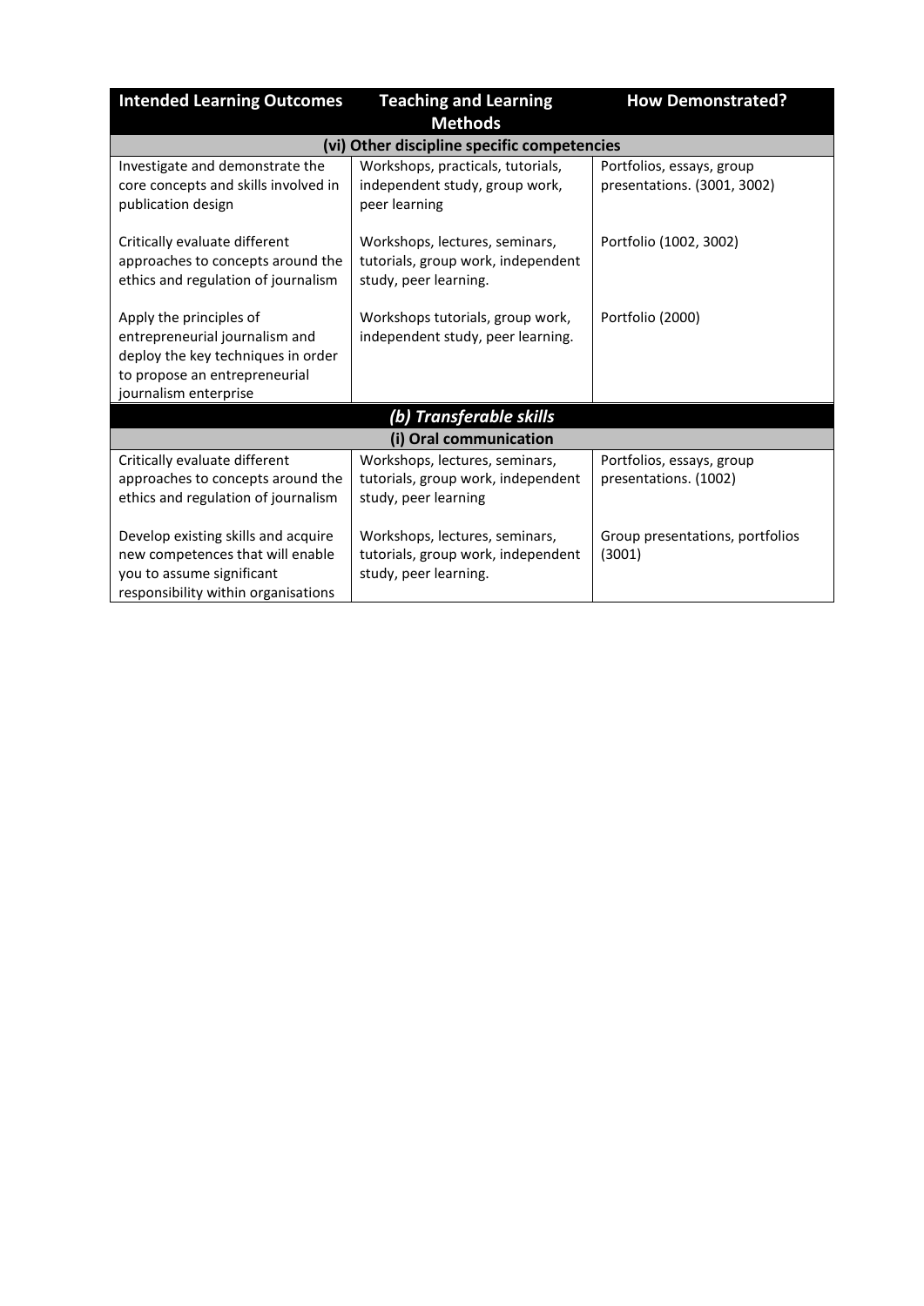| Intended Learning Outcomes | Teaching and Learning Methods | How Demonstrated? |
|---|---|---|
| **(vi) Other discipline specific competencies** | | |
| Investigate and demonstrate the core concepts and skills involved in publication design | Workshops, practicals, tutorials, independent study, group work, peer learning | Portfolios, essays, group presentations. (3001, 3002) |
| Critically evaluate different approaches to concepts around the ethics and regulation of journalism | Workshops, lectures, seminars, tutorials, group work, independent study, peer learning. | Portfolio (1002, 3002) |
| Apply the principles of entrepreneurial journalism and deploy the key techniques in order to propose an entrepreneurial journalism enterprise | Workshops tutorials, group work, independent study, peer learning. | Portfolio (2000) |
| ***(b) Transferable skills*** | | |
| **(i) Oral communication** | | |
| Critically evaluate different approaches to concepts around the ethics and regulation of journalism | Workshops, lectures, seminars, tutorials, group work, independent study, peer learning | Portfolios, essays, group presentations. (1002) |
| Develop existing skills and acquire new competences that will enable you to assume significant responsibility within organisations | Workshops, lectures, seminars, tutorials, group work, independent study, peer learning. | Group presentations, portfolios (3001) |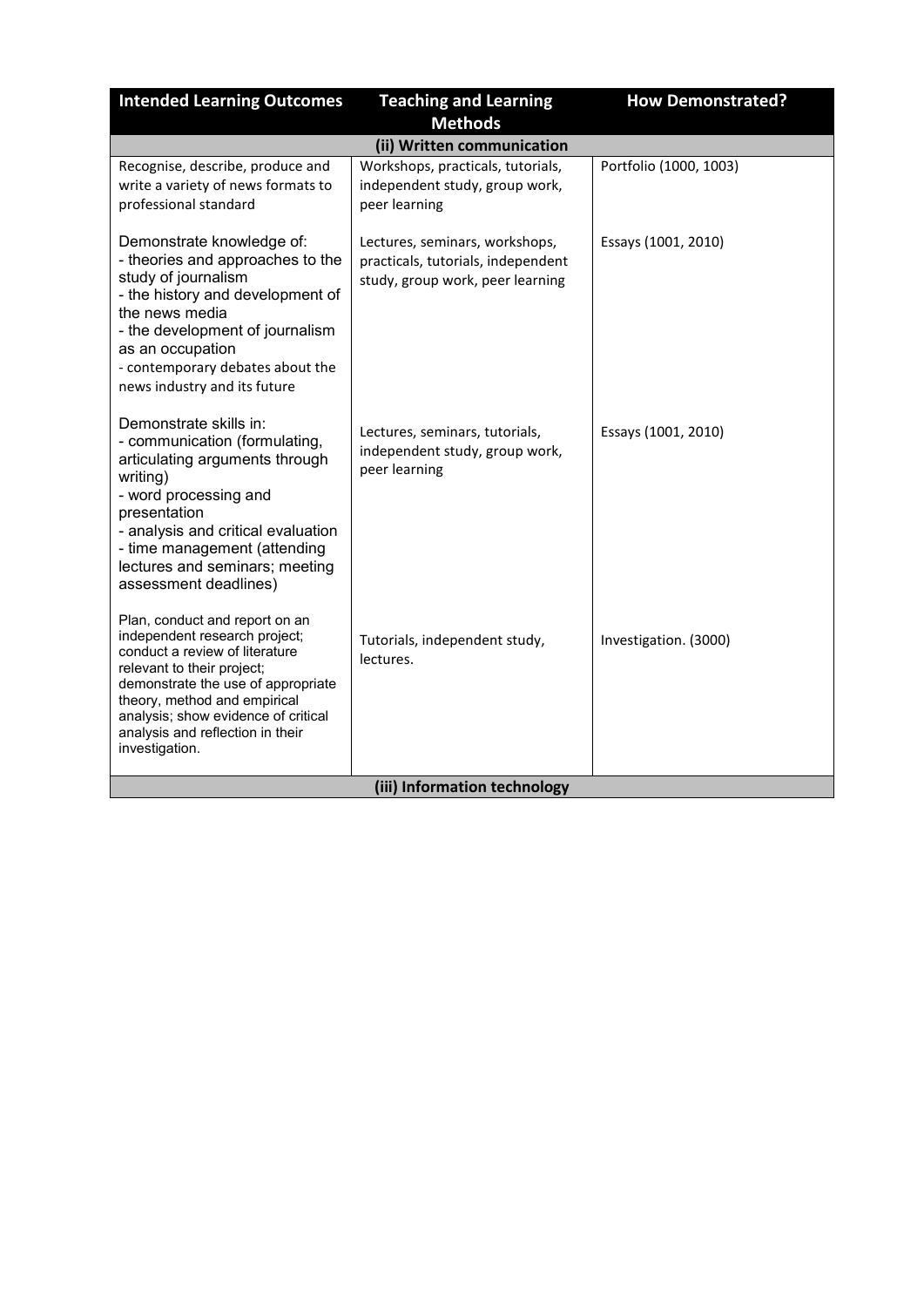| Intended Learning Outcomes | Teaching and Learning Methods | How Demonstrated? |
|---|---|---|
| **(ii) Written communication** | | |
| Recognise, describe, produce and write a variety of news formats to professional standard | Workshops, practicals, tutorials, independent study, group work, peer learning | Portfolio (1000, 1003) |
| Demonstrate knowledge of:<br>- theories and approaches to the study of journalism<br>- the history and development of the news media<br>- the development of journalism as an occupation<br>- contemporary debates about the news industry and its future | Lectures, seminars, workshops, practicals, tutorials, independent study, group work, peer learning | Essays (1001, 2010) |
| Demonstrate skills in:<br>- communication (formulating, articulating arguments through writing)<br>- word processing and presentation<br>- analysis and critical evaluation<br>- time management (attending lectures and seminars; meeting assessment deadlines) | Lectures, seminars, tutorials, independent study, group work, peer learning | Essays (1001, 2010) |
| Plan, conduct and report on an independent research project; conduct a review of literature relevant to their project; demonstrate the use of appropriate theory, method and empirical analysis; show evidence of critical analysis and reflection in their investigation. | Tutorials, independent study, lectures. | Investigation. (3000) |
| **(iii) Information technology** | | |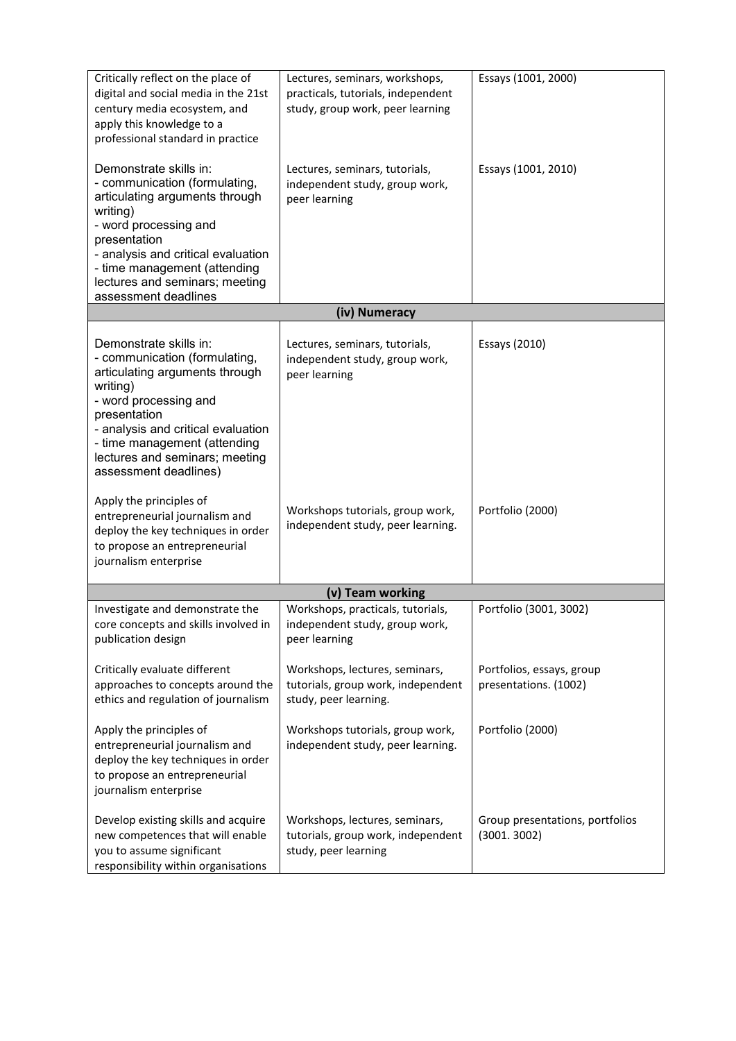| | | |
|---|---|---|
| Critically reflect on the place of digital and social media in the 21st century media ecosystem, and apply this knowledge to a professional standard in practice | Lectures, seminars, workshops, practicals, tutorials, independent study, group work, peer learning | Essays (1001, 2000) |
| Demonstrate skills in:<br>- communication (formulating, articulating arguments through writing)<br>- word processing and presentation<br>- analysis and critical evaluation<br>- time management (attending lectures and seminars; meeting assessment deadlines | Lectures, seminars, tutorials, independent study, group work, peer learning | Essays (1001, 2010) |
| **(iv) Numeracy** | | |
| Demonstrate skills in:<br>- communication (formulating, articulating arguments through writing)<br>- word processing and presentation<br>- analysis and critical evaluation<br>- time management (attending lectures and seminars; meeting assessment deadlines) | Lectures, seminars, tutorials, independent study, group work, peer learning | Essays (2010) |
| Apply the principles of entrepreneurial journalism and deploy the key techniques in order to propose an entrepreneurial journalism enterprise | Workshops tutorials, group work, independent study, peer learning. | Portfolio (2000) |
| **(v) Team working** | | |
| Investigate and demonstrate the core concepts and skills involved in publication design | Workshops, practicals, tutorials, independent study, group work, peer learning | Portfolio (3001, 3002) |
| Critically evaluate different approaches to concepts around the ethics and regulation of journalism | Workshops, lectures, seminars, tutorials, group work, independent study, peer learning. | Portfolios, essays, group presentations. (1002) |
| Apply the principles of entrepreneurial journalism and deploy the key techniques in order to propose an entrepreneurial journalism enterprise | Workshops tutorials, group work, independent study, peer learning. | Portfolio (2000) |
| Develop existing skills and acquire new competences that will enable you to assume significant responsibility within organisations | Workshops, lectures, seminars, tutorials, group work, independent study, peer learning | Group presentations, portfolios (3001. 3002) |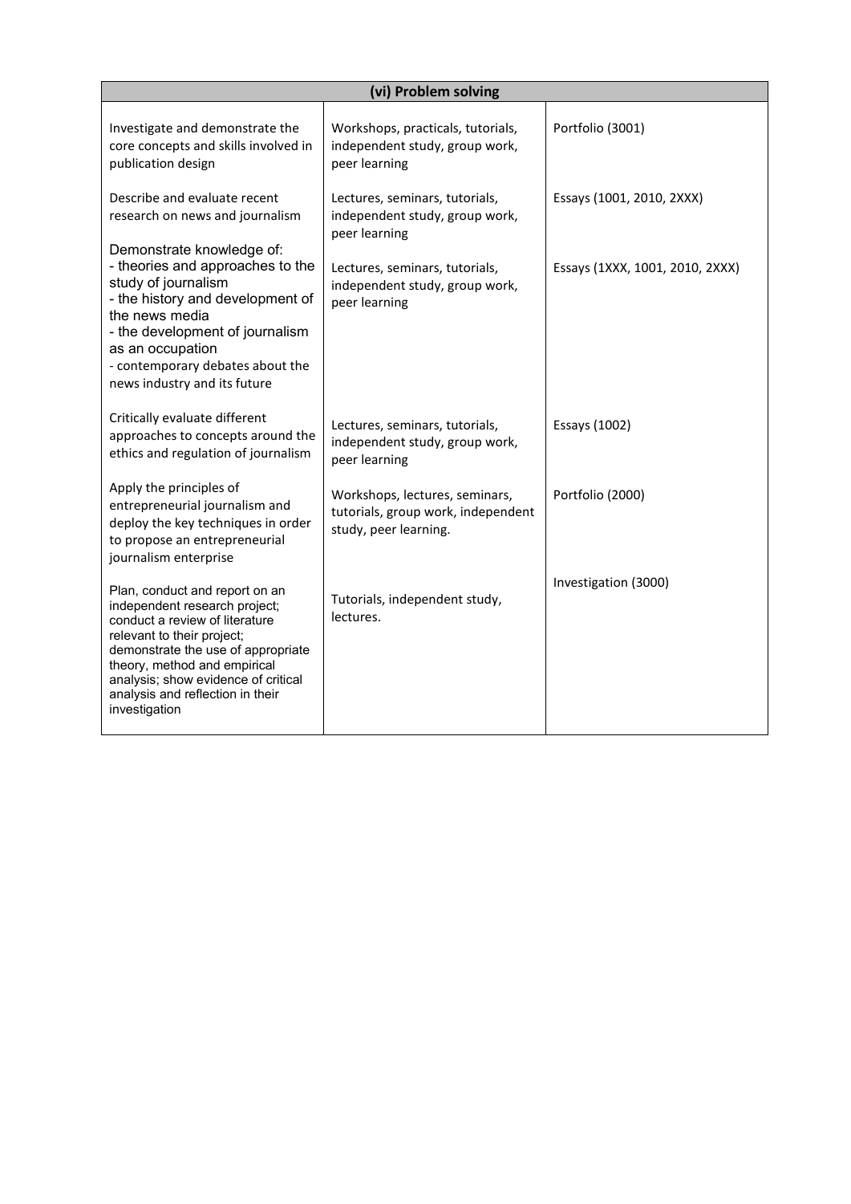| (vi) Problem solving | | |
|---|---|---|
| Investigate and demonstrate the core concepts and skills involved in publication design | Workshops, practicals, tutorials, independent study, group work, peer learning | Portfolio (3001) |
| Describe and evaluate recent research on news and journalism | Lectures, seminars, tutorials, independent study, group work, peer learning | Essays (1001, 2010, 2XXX) |
| Demonstrate knowledge of:<br>- theories and approaches to the study of journalism<br>- the history and development of the news media<br>- the development of journalism as an occupation<br>- contemporary debates about the news industry and its future | Lectures, seminars, tutorials, independent study, group work, peer learning | Essays (1XXX, 1001, 2010, 2XXX) |
| Critically evaluate different approaches to concepts around the ethics and regulation of journalism | Lectures, seminars, tutorials, independent study, group work, peer learning | Essays (1002) |
| Apply the principles of entrepreneurial journalism and deploy the key techniques in order to propose an entrepreneurial journalism enterprise | Workshops, lectures, seminars, tutorials, group work, independent study, peer learning. | Portfolio (2000) |
| Plan, conduct and report on an independent research project; conduct a review of literature relevant to their project; demonstrate the use of appropriate theory, method and empirical analysis; show evidence of critical analysis and reflection in their investigation | Tutorials, independent study, lectures. | Investigation (3000) |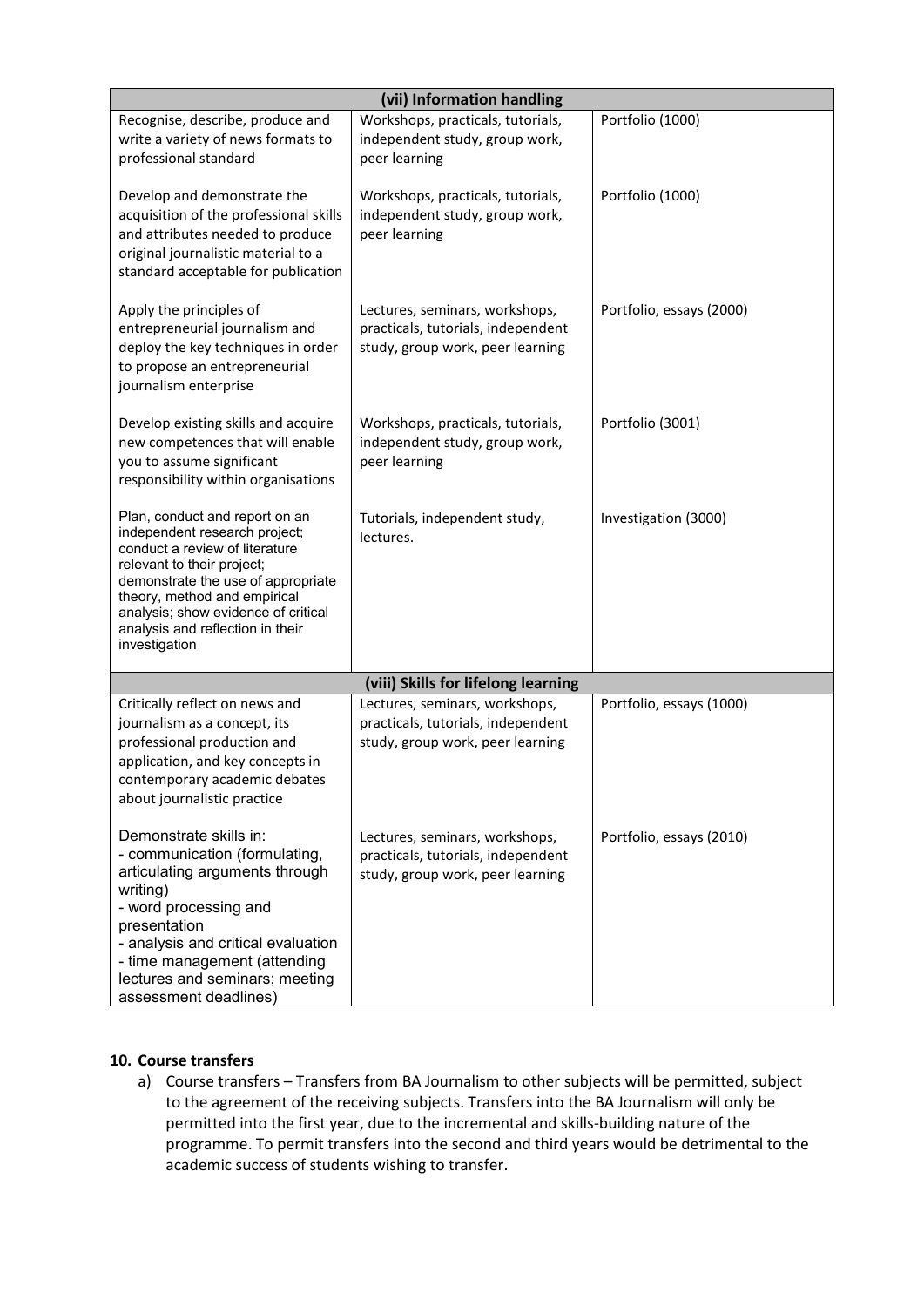| (vii) Information handling | | |
|---|---|---|
| Recognise, describe, produce and write a variety of news formats to professional standard | Workshops, practicals, tutorials, independent study, group work, peer learning | Portfolio (1000) |
| Develop and demonstrate the acquisition of the professional skills and attributes needed to produce original journalistic material to a standard acceptable for publication | Workshops, practicals, tutorials, independent study, group work, peer learning | Portfolio (1000) |
| Apply the principles of entrepreneurial journalism and deploy the key techniques in order to propose an entrepreneurial journalism enterprise | Lectures, seminars, workshops, practicals, tutorials, independent study, group work, peer learning | Portfolio, essays (2000) |
| Develop existing skills and acquire new competences that will enable you to assume significant responsibility within organisations | Workshops, practicals, tutorials, independent study, group work, peer learning | Portfolio (3001) |
| Plan, conduct and report on an independent research project; conduct a review of literature relevant to their project; demonstrate the use of appropriate theory, method and empirical analysis; show evidence of critical analysis and reflection in their investigation | Tutorials, independent study, lectures. | Investigation (3000) |
| **(viii) Skills for lifelong learning** | | |
| Critically reflect on news and journalism as a concept, its professional production and application, and key concepts in contemporary academic debates about journalistic practice | Lectures, seminars, workshops, practicals, tutorials, independent study, group work, peer learning | Portfolio, essays (1000) |
| Demonstrate skills in:<br>- communication (formulating, articulating arguments through writing)<br>- word processing and presentation<br>- analysis and critical evaluation<br>- time management (attending lectures and seminars; meeting assessment deadlines) | Lectures, seminars, workshops, practicals, tutorials, independent study, group work, peer learning | Portfolio, essays (2010) |

## 10. Course transfers

a) Course transfers – Transfers from BA Journalism to other subjects will be permitted, subject to the agreement of the receiving subjects. Transfers into the BA Journalism will only be permitted into the first year, due to the incremental and skills-building nature of the programme. To permit transfers into the second and third years would be detrimental to the academic success of students wishing to transfer.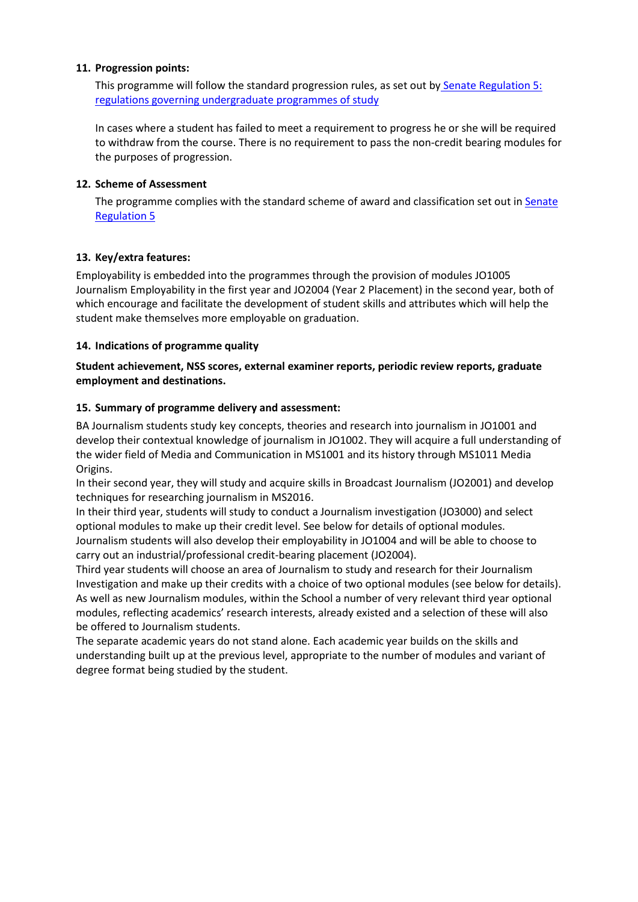### 11. Progression points:

This programme will follow the standard progression rules, as set out by Senate Regulation 5: regulations governing undergraduate programmes of study

In cases where a student has failed to meet a requirement to progress he or she will be required to withdraw from the course. There is no requirement to pass the non-credit bearing modules for the purposes of progression.

### 12. Scheme of Assessment

The programme complies with the standard scheme of award and classification set out in Senate Regulation 5

### 13. Key/extra features:

Employability is embedded into the programmes through the provision of modules JO1005 Journalism Employability in the first year and JO2004 (Year 2 Placement) in the second year, both of which encourage and facilitate the development of student skills and attributes which will help the student make themselves more employable on graduation.

### 14. Indications of programme quality

**Student achievement, NSS scores, external examiner reports, periodic review reports, graduate employment and destinations.**

### 15. Summary of programme delivery and assessment:

BA Journalism students study key concepts, theories and research into journalism in JO1001 and develop their contextual knowledge of journalism in JO1002. They will acquire a full understanding of the wider field of Media and Communication in MS1001 and its history through MS1011 Media Origins.
In their second year, they will study and acquire skills in Broadcast Journalism (JO2001) and develop techniques for researching journalism in MS2016.
In their third year, students will study to conduct a Journalism investigation (JO3000) and select optional modules to make up their credit level. See below for details of optional modules.
Journalism students will also develop their employability in JO1004 and will be able to choose to carry out an industrial/professional credit-bearing placement (JO2004).
Third year students will choose an area of Journalism to study and research for their Journalism Investigation and make up their credits with a choice of two optional modules (see below for details).
As well as new Journalism modules, within the School a number of very relevant third year optional modules, reflecting academics' research interests, already existed and a selection of these will also be offered to Journalism students.
The separate academic years do not stand alone. Each academic year builds on the skills and understanding built up at the previous level, appropriate to the number of modules and variant of degree format being studied by the student.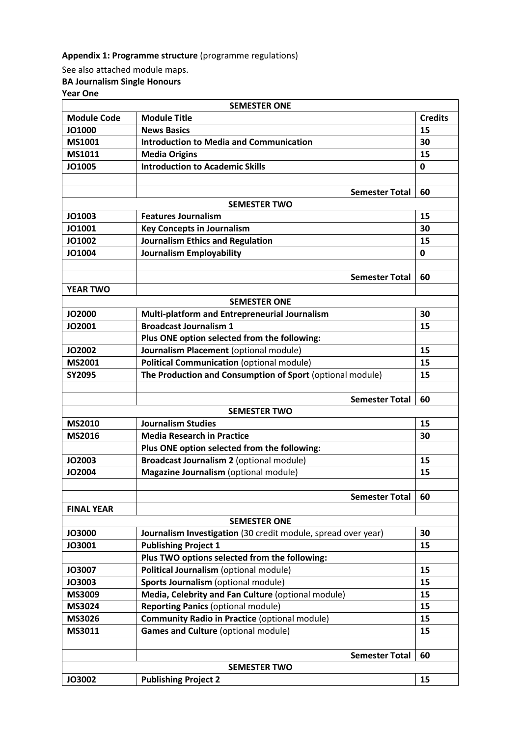**Appendix 1: Programme structure** (programme regulations)

See also attached module maps.

**BA Journalism Single Honours**

**Year One**

| **SEMESTER ONE** | | |
|---|---|---|
| **Module Code** | **Module Title** | **Credits** |
| **JO1000** | **News Basics** | **15** |
| **MS1001** | **Introduction to Media and Communication** | **30** |
| **MS1011** | **Media Origins** | **15** |
| **JO1005** | **Introduction to Academic Skills** | **0** |
| | | |
| | **Semester Total** | **60** |
| **SEMESTER TWO** | | |
| **JO1003** | **Features Journalism** | **15** |
| **JO1001** | **Key Concepts in Journalism** | **30** |
| **JO1002** | **Journalism Ethics and Regulation** | **15** |
| **JO1004** | **Journalism Employability** | **0** |
| | | |
| | **Semester Total** | **60** |
| **YEAR TWO** | | |
| **SEMESTER ONE** | | |
| **JO2000** | **Multi-platform and Entrepreneurial Journalism** | **30** |
| **JO2001** | **Broadcast Journalism 1** | **15** |
| | **Plus ONE option selected from the following:** | |
| **JO2002** | **Journalism Placement** (optional module) | **15** |
| **MS2001** | **Political Communication** (optional module) | **15** |
| **SY2095** | **The Production and Consumption of Sport** (optional module) | **15** |
| | | |
| | **Semester Total** | **60** |
| **SEMESTER TWO** | | |
| **MS2010** | **Journalism Studies** | **15** |
| **MS2016** | **Media Research in Practice** | **30** |
| | **Plus ONE option selected from the following:** | |
| **JO2003** | **Broadcast Journalism 2** (optional module) | **15** |
| **JO2004** | **Magazine Journalism** (optional module) | **15** |
| | | |
| | **Semester Total** | **60** |
| **FINAL YEAR** | | |
| **SEMESTER ONE** | | |
| **JO3000** | **Journalism Investigation** (30 credit module, spread over year) | **30** |
| **JO3001** | **Publishing Project 1** | **15** |
| | **Plus TWO options selected from the following:** | |
| **JO3007** | **Political Journalism** (optional module) | **15** |
| **JO3003** | **Sports Journalism** (optional module) | **15** |
| **MS3009** | **Media, Celebrity and Fan Culture** (optional module) | **15** |
| **MS3024** | **Reporting Panics** (optional module) | **15** |
| **MS3026** | **Community Radio in Practice** (optional module) | **15** |
| **MS3011** | **Games and Culture** (optional module) | **15** |
| | | |
| | **Semester Total** | **60** |
| **SEMESTER TWO** | | |
| **JO3002** | **Publishing Project 2** | **15** |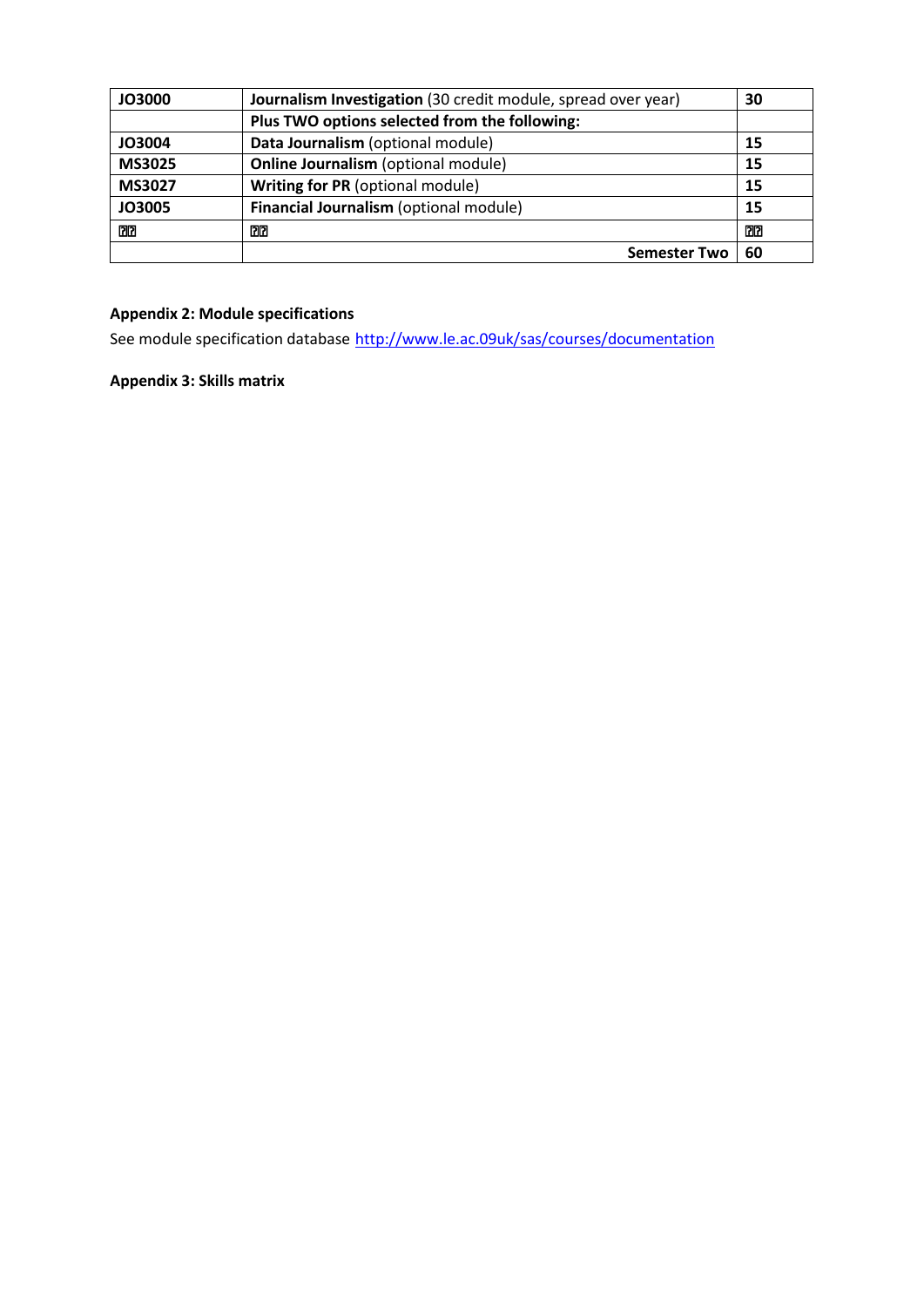| | | |
|---|---|---|
| **JO3000** | **Journalism Investigation** (30 credit module, spread over year) | **30** |
| | **Plus TWO options selected from the following:** | |
| **JO3004** | **Data Journalism** (optional module) | **15** |
| **MS3025** | **Online Journalism** (optional module) | **15** |
| **MS3027** | **Writing for PR** (optional module) | **15** |
| **JO3005** | **Financial Journalism** (optional module) | **15** |
| **??** | **??** | **??** |
| | **Semester Two** | **60** |

**Appendix 2: Module specifications**

See module specification database http://www.le.ac.09uk/sas/courses/documentation

**Appendix 3: Skills matrix**